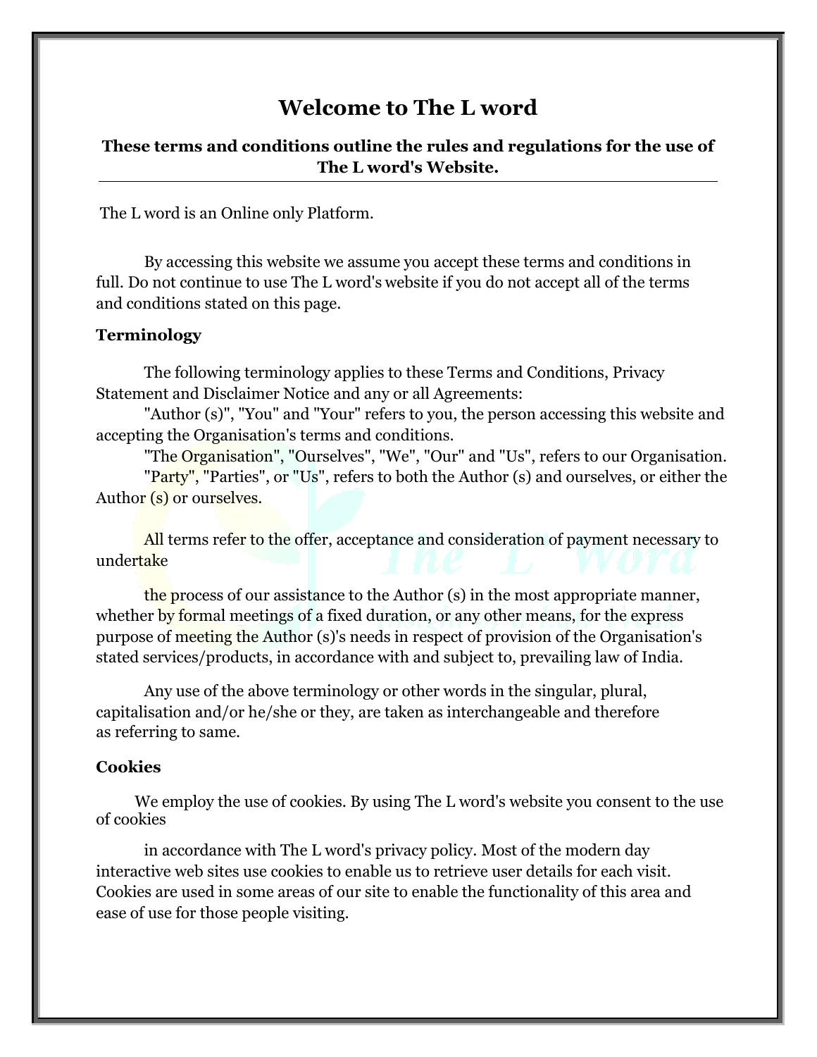# Welcome to The L word

**These terms and conditions outline the rules and regulations for the use of The L word's Website.**

The L word is an Online only Platform.

By accessing this website we assume you accept these terms and conditions in full. Do not continue to use The L word's website if you do not accept all of the terms and conditions stated on this page.

### Terminology

The following terminology applies to these Terms and Conditions, Privacy Statement and Disclaimer Notice and any or all Agreements:

"Author (s)", "You" and "Your" refers to you, the person accessing this website and accepting the Organisation's terms and conditions.

"The Organisation", "Ourselves", "We", "Our" and "Us", refers to our Organisation.

"Party", "Parties", or "Us", refers to both the Author (s) and ourselves, or either the Author (s) or ourselves.

All terms refer to the offer, acceptance and consideration of payment necessary to undertake

the process of our assistance to the Author (s) in the most appropriate manner, whether by formal meetings of a fixed duration, or any other means, for the express purpose of meeting the Author (s)'s needs in respect of provision of the Organisation's stated services/products, in accordance with and subject to, prevailing law of India.

Any use of the above terminology or other words in the singular, plural, capitalisation and/or he/she or they, are taken as interchangeable and therefore as referring to same.

### Cookies

We employ the use of cookies. By using The L word's website you consent to the use of cookies

in accordance with The L word's privacy policy. Most of the modern day interactive web sites use cookies to enable us to retrieve user details for each visit. Cookies are used in some areas of our site to enable the functionality of this area and ease of use for those people visiting.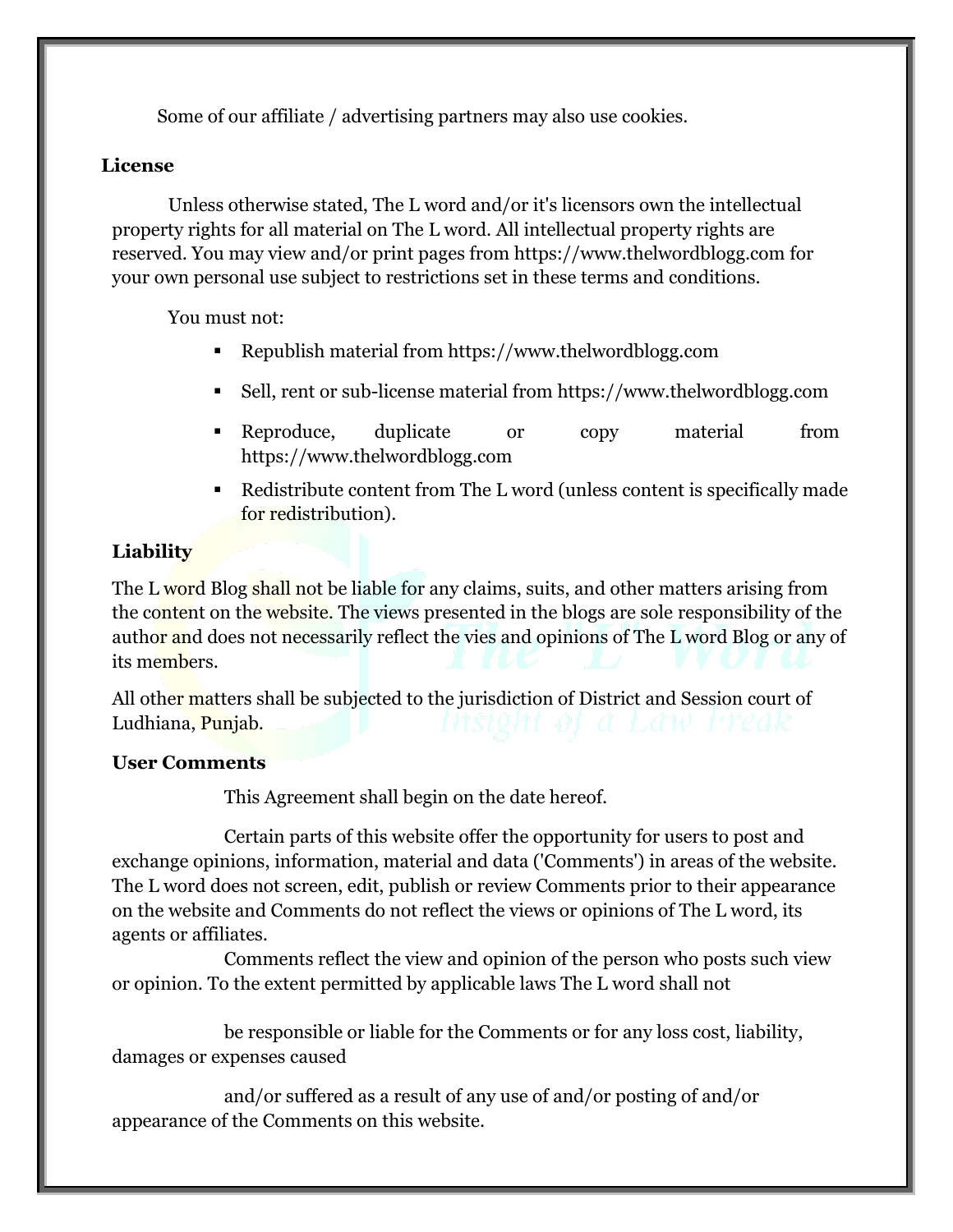Some of our affiliate / advertising partners may also use cookies.

**License**

Unless otherwise stated, The L word and/or it's licensors own the intellectual property rights for all material on The L word. All intellectual property rights are reserved. You may view and/or print pages from https://www.thelwordblogg.com for your own personal use subject to restrictions set in these terms and conditions.

You must not:

- Republish material from https://www.thelwordblogg.com
- Sell, rent or sub-license material from https://www.thelwordblogg.com
- Reproduce, duplicate or copy material from https://www.thelwordblogg.com
- Redistribute content from The L word (unless content is specifically made for redistribution).

**Liability**

The L word Blog shall not be liable for any claims, suits, and other matters arising from the content on the website. The views presented in the blogs are sole responsibility of the author and does not necessarily reflect the vies and opinions of The L word Blog or any of its members.

All other matters shall be subjected to the jurisdiction of District and Session court of Ludhiana, Punjab.

**User Comments**

This Agreement shall begin on the date hereof.

Certain parts of this website offer the opportunity for users to post and exchange opinions, information, material and data ('Comments') in areas of the website. The L word does not screen, edit, publish or review Comments prior to their appearance on the website and Comments do not reflect the views or opinions of The L word, its agents or affiliates.

Comments reflect the view and opinion of the person who posts such view or opinion. To the extent permitted by applicable laws The L word shall not

be responsible or liable for the Comments or for any loss cost, liability, damages or expenses caused

and/or suffered as a result of any use of and/or posting of and/or appearance of the Comments on this website.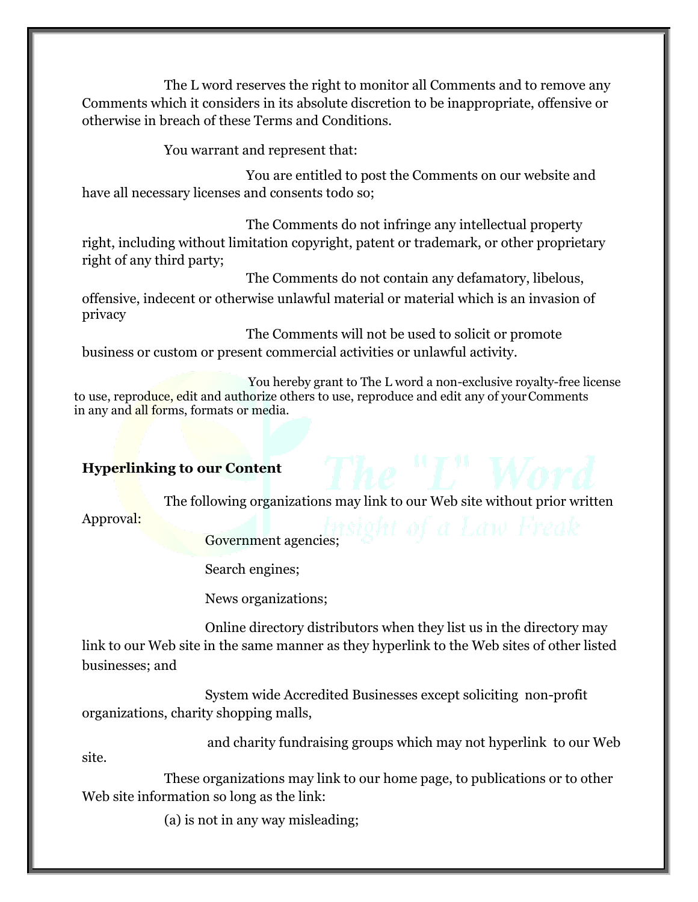The L word reserves the right to monitor all Comments and to remove any Comments which it considers in its absolute discretion to be inappropriate, offensive or otherwise in breach of these Terms and Conditions.

You warrant and represent that:

You are entitled to post the Comments on our website and have all necessary licenses and consents todo so;

The Comments do not infringe any intellectual property right, including without limitation copyright, patent or trademark, or other proprietary right of any third party;

The Comments do not contain any defamatory, libelous, offensive, indecent or otherwise unlawful material or material which is an invasion of privacy

The Comments will not be used to solicit or promote business or custom or present commercial activities or unlawful activity.

You hereby grant to The L word a non-exclusive royalty-free license to use, reproduce, edit and authorize others to use, reproduce and edit any of your Comments in any and all forms, formats or media.

**Hyperlinking to our Content**

The following organizations may link to our Web site without prior written Approval:

Government agencies;

Search engines;

News organizations;

Online directory distributors when they list us in the directory may link to our Web site in the same manner as they hyperlink to the Web sites of other listed businesses; and

System wide Accredited Businesses except soliciting non-profit organizations, charity shopping malls,

and charity fundraising groups which may not hyperlink to our Web site.

These organizations may link to our home page, to publications or to other Web site information so long as the link:

(a) is not in any way misleading;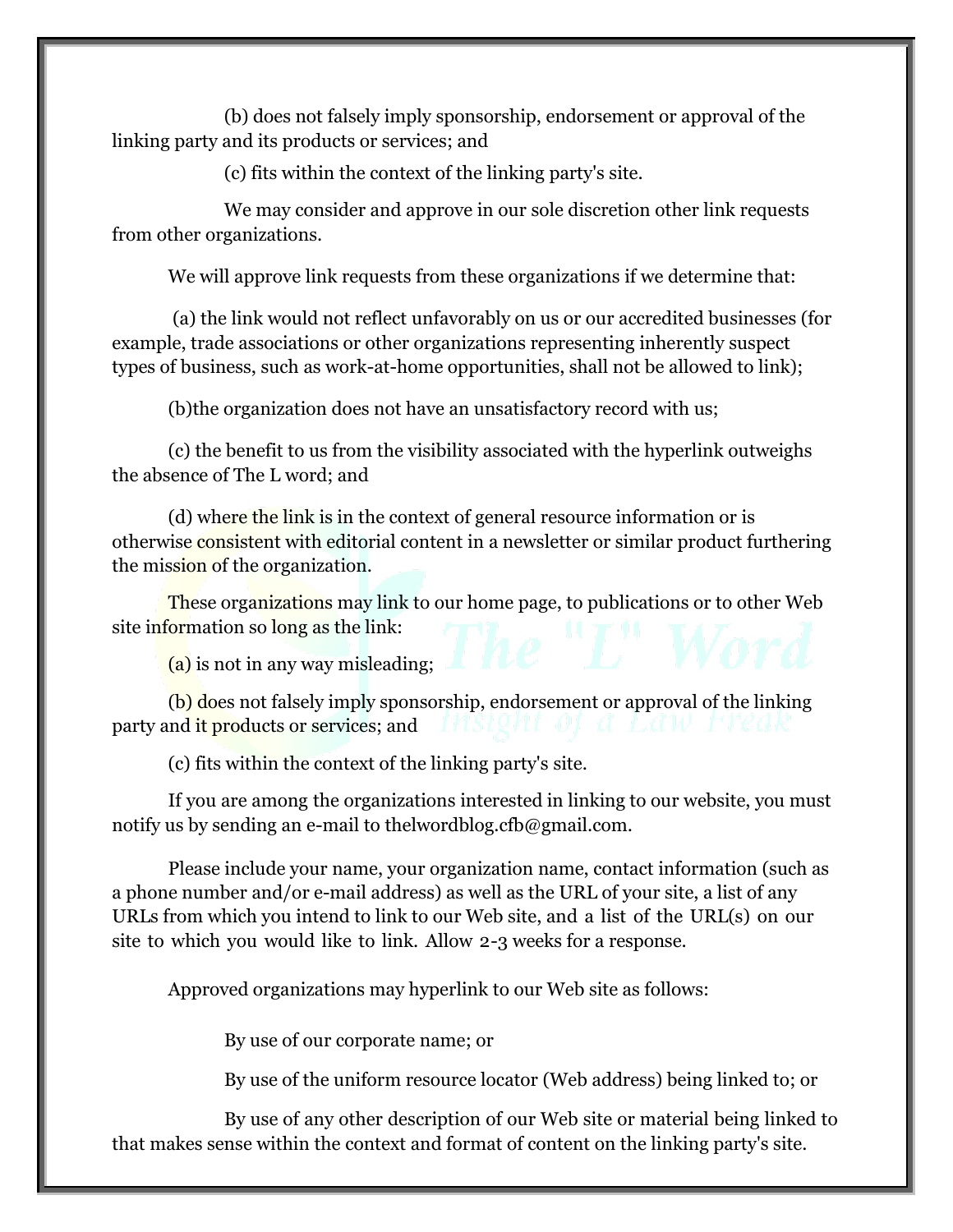(b) does not falsely imply sponsorship, endorsement or approval of the linking party and its products or services; and

(c) fits within the context of the linking party's site.

We may consider and approve in our sole discretion other link requests from other organizations.

We will approve link requests from these organizations if we determine that:

(a) the link would not reflect unfavorably on us or our accredited businesses (for example, trade associations or other organizations representing inherently suspect types of business, such as work-at-home opportunities, shall not be allowed to link);

(b)the organization does not have an unsatisfactory record with us;

(c) the benefit to us from the visibility associated with the hyperlink outweighs the absence of The L word; and

(d) where the link is in the context of general resource information or is otherwise consistent with editorial content in a newsletter or similar product furthering the mission of the organization.

These organizations may link to our home page, to publications or to other Web site information so long as the link:

(a) is not in any way misleading;

(b) does not falsely imply sponsorship, endorsement or approval of the linking party and it products or services; and

(c) fits within the context of the linking party's site.

If you are among the organizations interested in linking to our website, you must notify us by sending an e-mail to thelwordblog.cfb@gmail.com.

Please include your name, your organization name, contact information (such as a phone number and/or e-mail address) as well as the URL of your site, a list of any URLs from which you intend to link to our Web site, and a list of the URL(s) on our site to which you would like to link. Allow 2-3 weeks for a response.

Approved organizations may hyperlink to our Web site as follows:

By use of our corporate name; or

By use of the uniform resource locator (Web address) being linked to; or

By use of any other description of our Web site or material being linked to that makes sense within the context and format of content on the linking party's site.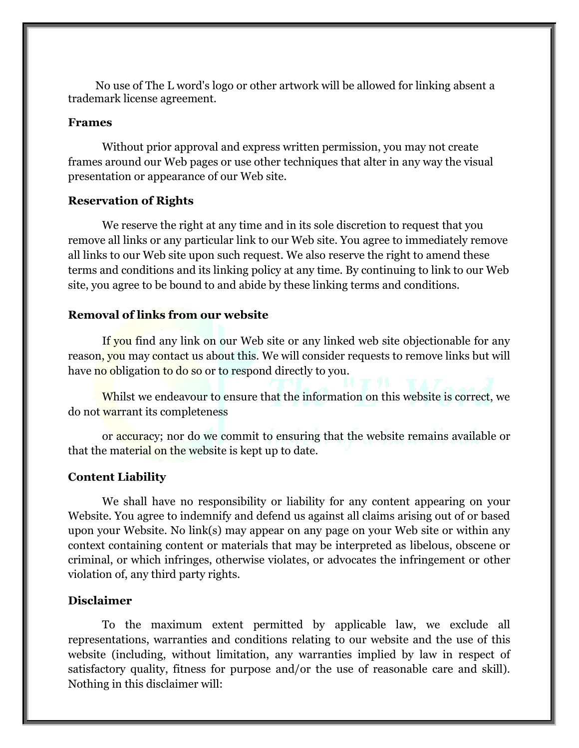No use of The L word's logo or other artwork will be allowed for linking absent a trademark license agreement.

**Frames**

Without prior approval and express written permission, you may not create frames around our Web pages or use other techniques that alter in any way the visual presentation or appearance of our Web site.

**Reservation of Rights**

We reserve the right at any time and in its sole discretion to request that you remove all links or any particular link to our Web site. You agree to immediately remove all links to our Web site upon such request. We also reserve the right to amend these terms and conditions and its linking policy at any time. By continuing to link to our Web site, you agree to be bound to and abide by these linking terms and conditions.

**Removal of links from our website**

If you find any link on our Web site or any linked web site objectionable for any reason, you may contact us about this. We will consider requests to remove links but will have no obligation to do so or to respond directly to you.

Whilst we endeavour to ensure that the information on this website is correct, we do not warrant its completeness

or accuracy; nor do we commit to ensuring that the website remains available or that the material on the website is kept up to date.

**Content Liability**

We shall have no responsibility or liability for any content appearing on your Website. You agree to indemnify and defend us against all claims arising out of or based upon your Website. No link(s) may appear on any page on your Web site or within any context containing content or materials that may be interpreted as libelous, obscene or criminal, or which infringes, otherwise violates, or advocates the infringement or other violation of, any third party rights.

**Disclaimer**

To the maximum extent permitted by applicable law, we exclude all representations, warranties and conditions relating to our website and the use of this website (including, without limitation, any warranties implied by law in respect of satisfactory quality, fitness for purpose and/or the use of reasonable care and skill). Nothing in this disclaimer will: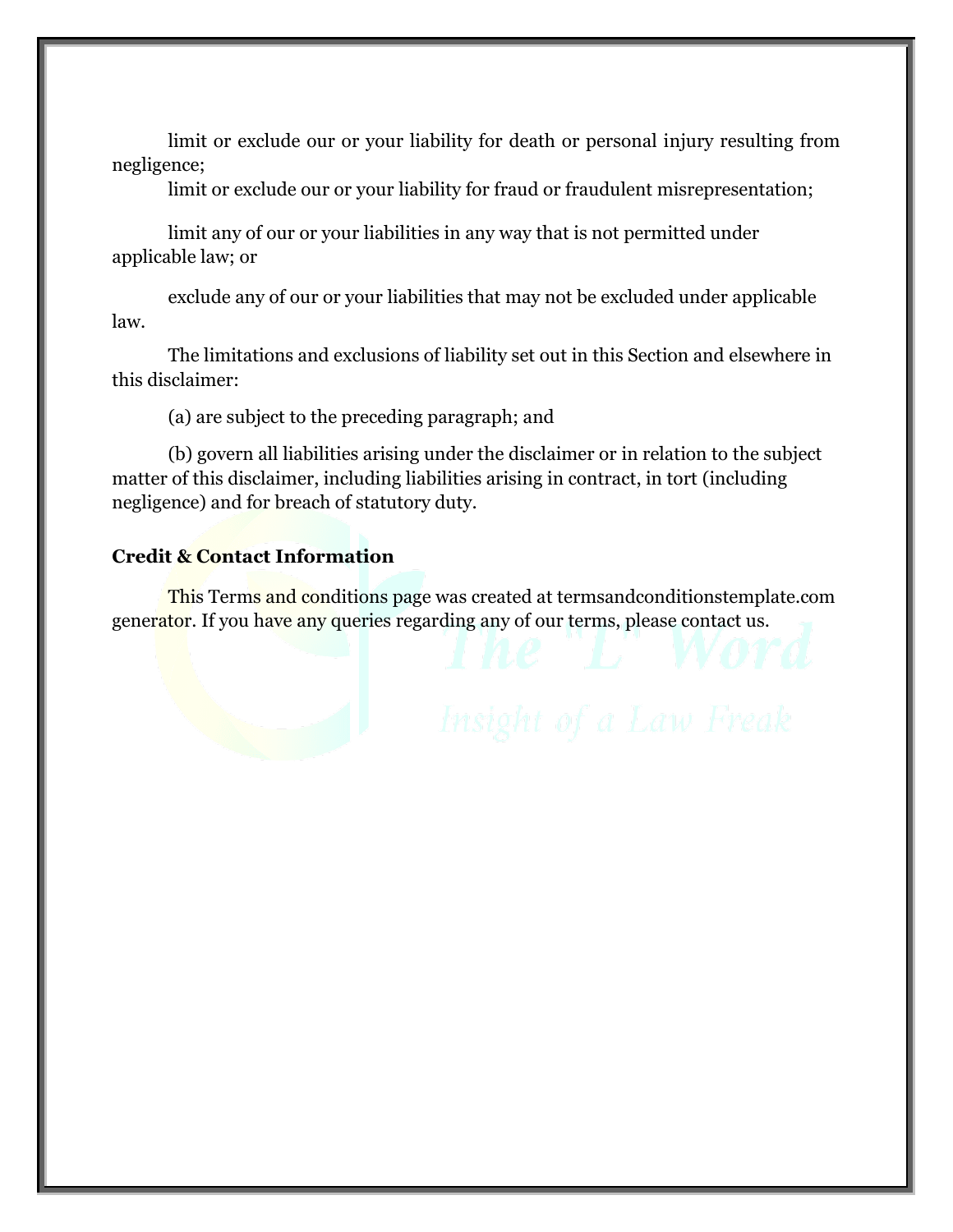limit or exclude our or your liability for death or personal injury resulting from negligence;

limit or exclude our or your liability for fraud or fraudulent misrepresentation;

limit any of our or your liabilities in any way that is not permitted under applicable law; or

exclude any of our or your liabilities that may not be excluded under applicable law.

The limitations and exclusions of liability set out in this Section and elsewhere in this disclaimer:

(a) are subject to the preceding paragraph; and

(b) govern all liabilities arising under the disclaimer or in relation to the subject matter of this disclaimer, including liabilities arising in contract, in tort (including negligence) and for breach of statutory duty.

**Credit & Contact Information**

This Terms and conditions page was created at termsandconditionstemplate.com generator. If you have any queries regarding any of our terms, please contact us.